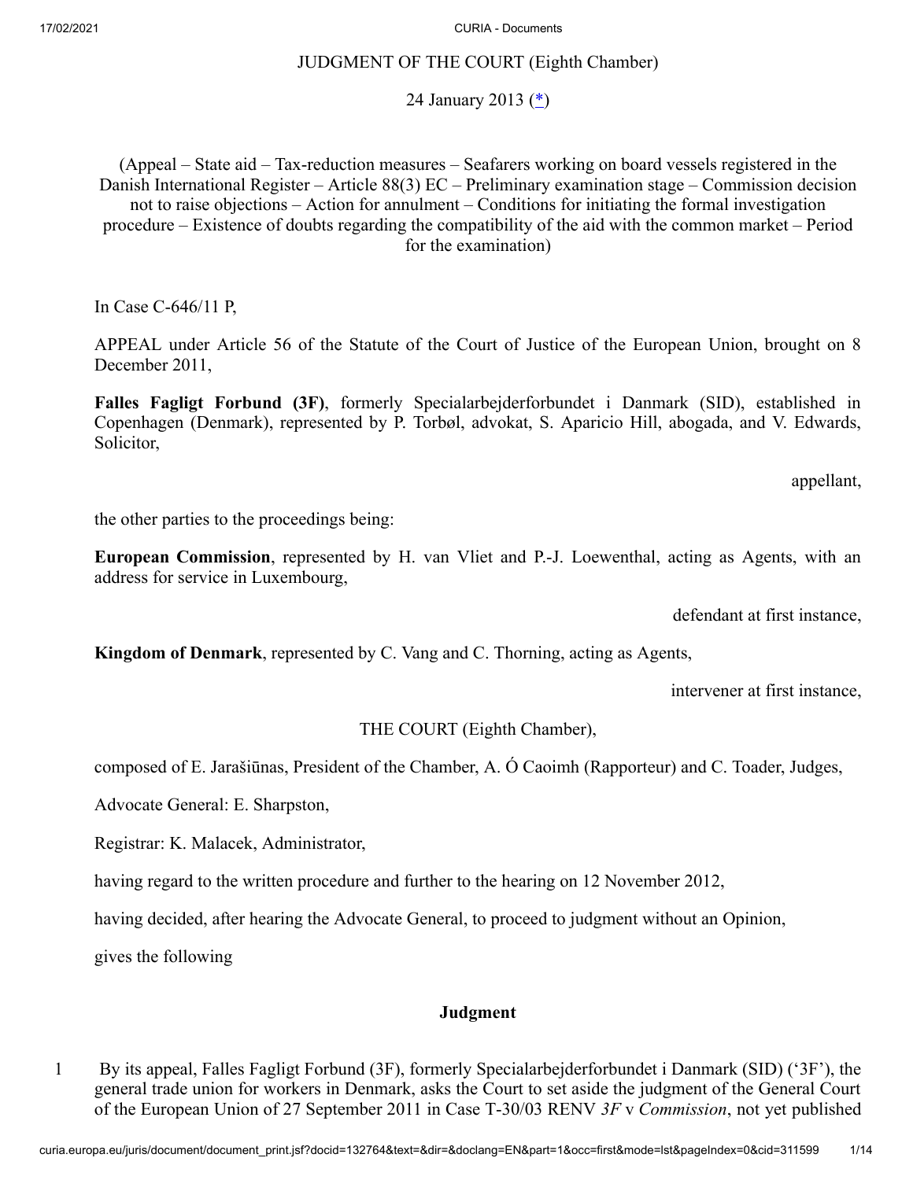JUDGMENT OF THE COURT (Eighth Chamber)

24 January 2013 ([*](#))

(Appeal – State aid – Tax-reduction measures – Seafarers working on board vessels registered in the Danish International Register – Article 88(3) EC – Preliminary examination stage – Commission decision not to raise objections – Action for annulment – Conditions for initiating the formal investigation procedure – Existence of doubts regarding the compatibility of the aid with the common market – Period for the examination)

In Case C-646/11 P,

APPEAL under Article 56 of the Statute of the Court of Justice of the European Union, brought on 8 December 2011,

**Falles Fagligt Forbund (3F)**, formerly Specialarbejderforbundet i Danmark (SID), established in Copenhagen (Denmark), represented by P. Torbøl, advokat, S. Aparicio Hill, abogada, and V. Edwards, Solicitor,

appellant,

the other parties to the proceedings being:

**European Commission**, represented by H. van Vliet and P.-J. Loewenthal, acting as Agents, with an address for service in Luxembourg,

defendant at first instance,

**Kingdom of Denmark**, represented by C. Vang and C. Thorning, acting as Agents,

intervener at first instance,

THE COURT (Eighth Chamber),

composed of E. Jarašiūnas, President of the Chamber, A. Ó Caoimh (Rapporteur) and C. Toader, Judges,

Advocate General: E. Sharpston,

Registrar: K. Malacek, Administrator,

having regard to the written procedure and further to the hearing on 12 November 2012,

having decided, after hearing the Advocate General, to proceed to judgment without an Opinion,

gives the following

## Judgment

1 By its appeal, Falles Fagligt Forbund (3F), formerly Specialarbejderforbundet i Danmark (SID) ('3F'), the general trade union for workers in Denmark, asks the Court to set aside the judgment of the General Court of the European Union of 27 September 2011 in Case T-30/03 RENV *3F* v *Commission*, not yet published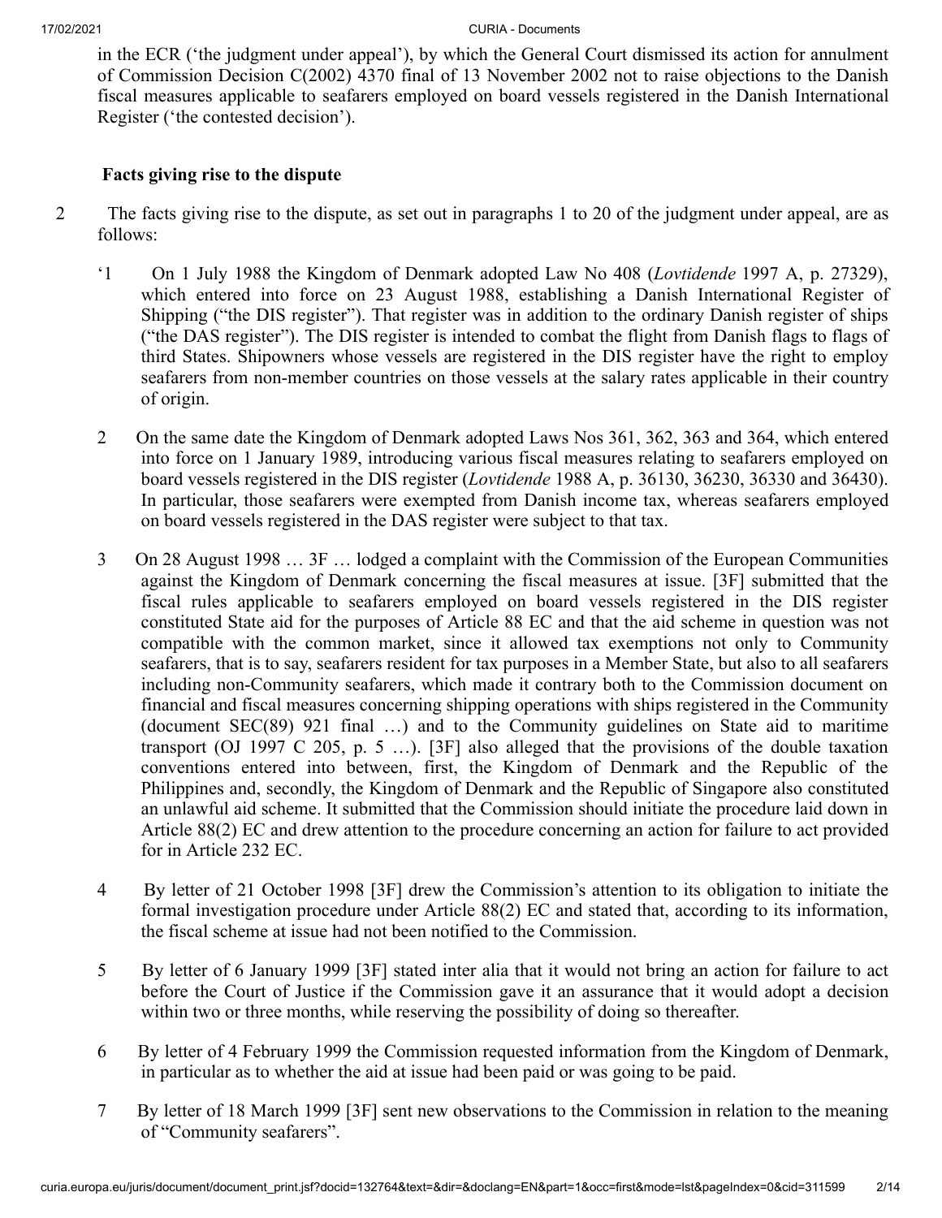in the ECR ('the judgment under appeal'), by which the General Court dismissed its action for annulment of Commission Decision C(2002) 4370 final of 13 November 2002 not to raise objections to the Danish fiscal measures applicable to seafarers employed on board vessels registered in the Danish International Register ('the contested decision').

**Facts giving rise to the dispute**

2 The facts giving rise to the dispute, as set out in paragraphs 1 to 20 of the judgment under appeal, are as follows:

'1 On 1 July 1988 the Kingdom of Denmark adopted Law No 408 (*Lovtidende* 1997 A, p. 27329), which entered into force on 23 August 1988, establishing a Danish International Register of Shipping ("the DIS register"). That register was in addition to the ordinary Danish register of ships ("the DAS register"). The DIS register is intended to combat the flight from Danish flags to flags of third States. Shipowners whose vessels are registered in the DIS register have the right to employ seafarers from non-member countries on those vessels at the salary rates applicable in their country of origin.

2 On the same date the Kingdom of Denmark adopted Laws Nos 361, 362, 363 and 364, which entered into force on 1 January 1989, introducing various fiscal measures relating to seafarers employed on board vessels registered in the DIS register (*Lovtidende* 1988 A, p. 36130, 36230, 36330 and 36430). In particular, those seafarers were exempted from Danish income tax, whereas seafarers employed on board vessels registered in the DAS register were subject to that tax.

3 On 28 August 1998 … 3F … lodged a complaint with the Commission of the European Communities against the Kingdom of Denmark concerning the fiscal measures at issue. [3F] submitted that the fiscal rules applicable to seafarers employed on board vessels registered in the DIS register constituted State aid for the purposes of Article 88 EC and that the aid scheme in question was not compatible with the common market, since it allowed tax exemptions not only to Community seafarers, that is to say, seafarers resident for tax purposes in a Member State, but also to all seafarers including non-Community seafarers, which made it contrary both to the Commission document on financial and fiscal measures concerning shipping operations with ships registered in the Community (document SEC(89) 921 final …) and to the Community guidelines on State aid to maritime transport (OJ 1997 C 205, p. 5 …). [3F] also alleged that the provisions of the double taxation conventions entered into between, first, the Kingdom of Denmark and the Republic of the Philippines and, secondly, the Kingdom of Denmark and the Republic of Singapore also constituted an unlawful aid scheme. It submitted that the Commission should initiate the procedure laid down in Article 88(2) EC and drew attention to the procedure concerning an action for failure to act provided for in Article 232 EC.

4 By letter of 21 October 1998 [3F] drew the Commission's attention to its obligation to initiate the formal investigation procedure under Article 88(2) EC and stated that, according to its information, the fiscal scheme at issue had not been notified to the Commission.

5 By letter of 6 January 1999 [3F] stated inter alia that it would not bring an action for failure to act before the Court of Justice if the Commission gave it an assurance that it would adopt a decision within two or three months, while reserving the possibility of doing so thereafter.

6 By letter of 4 February 1999 the Commission requested information from the Kingdom of Denmark, in particular as to whether the aid at issue had been paid or was going to be paid.

7 By letter of 18 March 1999 [3F] sent new observations to the Commission in relation to the meaning of "Community seafarers".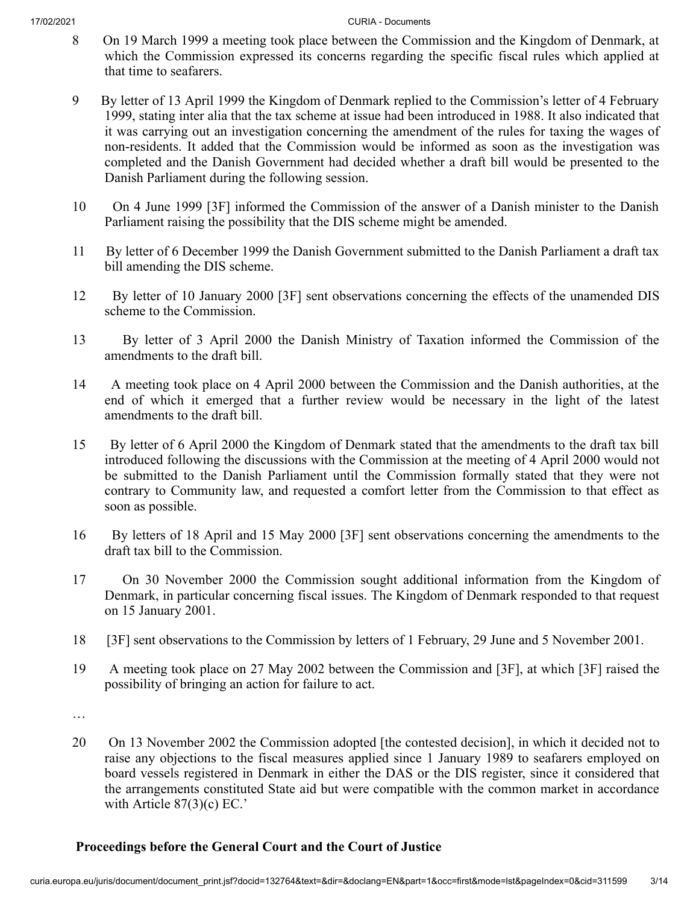8 On 19 March 1999 a meeting took place between the Commission and the Kingdom of Denmark, at which the Commission expressed its concerns regarding the specific fiscal rules which applied at that time to seafarers.

9 By letter of 13 April 1999 the Kingdom of Denmark replied to the Commission's letter of 4 February 1999, stating inter alia that the tax scheme at issue had been introduced in 1988. It also indicated that it was carrying out an investigation concerning the amendment of the rules for taxing the wages of non-residents. It added that the Commission would be informed as soon as the investigation was completed and the Danish Government had decided whether a draft bill would be presented to the Danish Parliament during the following session.

10 On 4 June 1999 [3F] informed the Commission of the answer of a Danish minister to the Danish Parliament raising the possibility that the DIS scheme might be amended.

11 By letter of 6 December 1999 the Danish Government submitted to the Danish Parliament a draft tax bill amending the DIS scheme.

12 By letter of 10 January 2000 [3F] sent observations concerning the effects of the unamended DIS scheme to the Commission.

13 By letter of 3 April 2000 the Danish Ministry of Taxation informed the Commission of the amendments to the draft bill.

14 A meeting took place on 4 April 2000 between the Commission and the Danish authorities, at the end of which it emerged that a further review would be necessary in the light of the latest amendments to the draft bill.

15 By letter of 6 April 2000 the Kingdom of Denmark stated that the amendments to the draft tax bill introduced following the discussions with the Commission at the meeting of 4 April 2000 would not be submitted to the Danish Parliament until the Commission formally stated that they were not contrary to Community law, and requested a comfort letter from the Commission to that effect as soon as possible.

16 By letters of 18 April and 15 May 2000 [3F] sent observations concerning the amendments to the draft tax bill to the Commission.

17 On 30 November 2000 the Commission sought additional information from the Kingdom of Denmark, in particular concerning fiscal issues. The Kingdom of Denmark responded to that request on 15 January 2001.

18 [3F] sent observations to the Commission by letters of 1 February, 29 June and 5 November 2001.

19 A meeting took place on 27 May 2002 between the Commission and [3F], at which [3F] raised the possibility of bringing an action for failure to act.

…

20 On 13 November 2002 the Commission adopted [the contested decision], in which it decided not to raise any objections to the fiscal measures applied since 1 January 1989 to seafarers employed on board vessels registered in Denmark in either the DAS or the DIS register, since it considered that the arrangements constituted State aid but were compatible with the common market in accordance with Article 87(3)(c) EC.'

## Proceedings before the General Court and the Court of Justice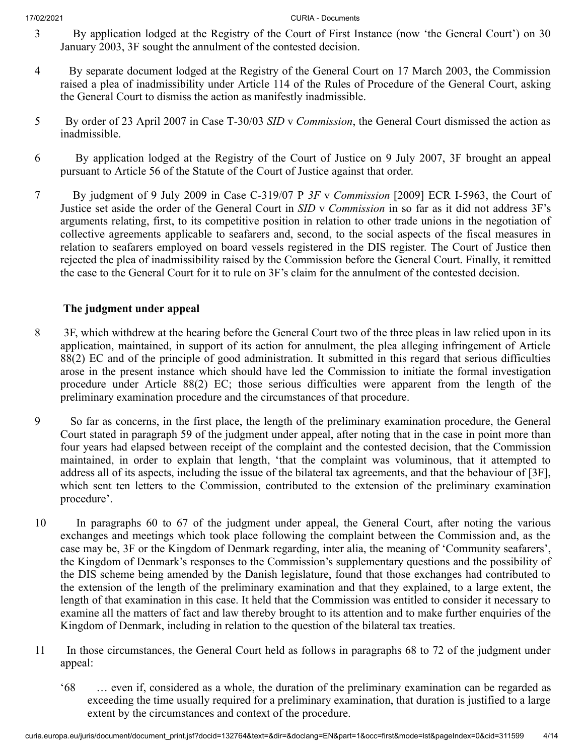3 By application lodged at the Registry of the Court of First Instance (now 'the General Court') on 30 January 2003, 3F sought the annulment of the contested decision.

4 By separate document lodged at the Registry of the General Court on 17 March 2003, the Commission raised a plea of inadmissibility under Article 114 of the Rules of Procedure of the General Court, asking the General Court to dismiss the action as manifestly inadmissible.

5 By order of 23 April 2007 in Case T-30/03 *SID* v *Commission*, the General Court dismissed the action as inadmissible.

6 By application lodged at the Registry of the Court of Justice on 9 July 2007, 3F brought an appeal pursuant to Article 56 of the Statute of the Court of Justice against that order.

7 By judgment of 9 July 2009 in Case C-319/07 P *3F* v *Commission* [2009] ECR I-5963, the Court of Justice set aside the order of the General Court in *SID* v *Commission* in so far as it did not address 3F's arguments relating, first, to its competitive position in relation to other trade unions in the negotiation of collective agreements applicable to seafarers and, second, to the social aspects of the fiscal measures in relation to seafarers employed on board vessels registered in the DIS register. The Court of Justice then rejected the plea of inadmissibility raised by the Commission before the General Court. Finally, it remitted the case to the General Court for it to rule on 3F's claim for the annulment of the contested decision.

## The judgment under appeal

8 3F, which withdrew at the hearing before the General Court two of the three pleas in law relied upon in its application, maintained, in support of its action for annulment, the plea alleging infringement of Article 88(2) EC and of the principle of good administration. It submitted in this regard that serious difficulties arose in the present instance which should have led the Commission to initiate the formal investigation procedure under Article 88(2) EC; those serious difficulties were apparent from the length of the preliminary examination procedure and the circumstances of that procedure.

9 So far as concerns, in the first place, the length of the preliminary examination procedure, the General Court stated in paragraph 59 of the judgment under appeal, after noting that in the case in point more than four years had elapsed between receipt of the complaint and the contested decision, that the Commission maintained, in order to explain that length, 'that the complaint was voluminous, that it attempted to address all of its aspects, including the issue of the bilateral tax agreements, and that the behaviour of [3F], which sent ten letters to the Commission, contributed to the extension of the preliminary examination procedure'.

10 In paragraphs 60 to 67 of the judgment under appeal, the General Court, after noting the various exchanges and meetings which took place following the complaint between the Commission and, as the case may be, 3F or the Kingdom of Denmark regarding, inter alia, the meaning of 'Community seafarers', the Kingdom of Denmark's responses to the Commission's supplementary questions and the possibility of the DIS scheme being amended by the Danish legislature, found that those exchanges had contributed to the extension of the length of the preliminary examination and that they explained, to a large extent, the length of that examination in this case. It held that the Commission was entitled to consider it necessary to examine all the matters of fact and law thereby brought to its attention and to make further enquiries of the Kingdom of Denmark, including in relation to the question of the bilateral tax treaties.

11 In those circumstances, the General Court held as follows in paragraphs 68 to 72 of the judgment under appeal:

> '68 … even if, considered as a whole, the duration of the preliminary examination can be regarded as exceeding the time usually required for a preliminary examination, that duration is justified to a large extent by the circumstances and context of the procedure.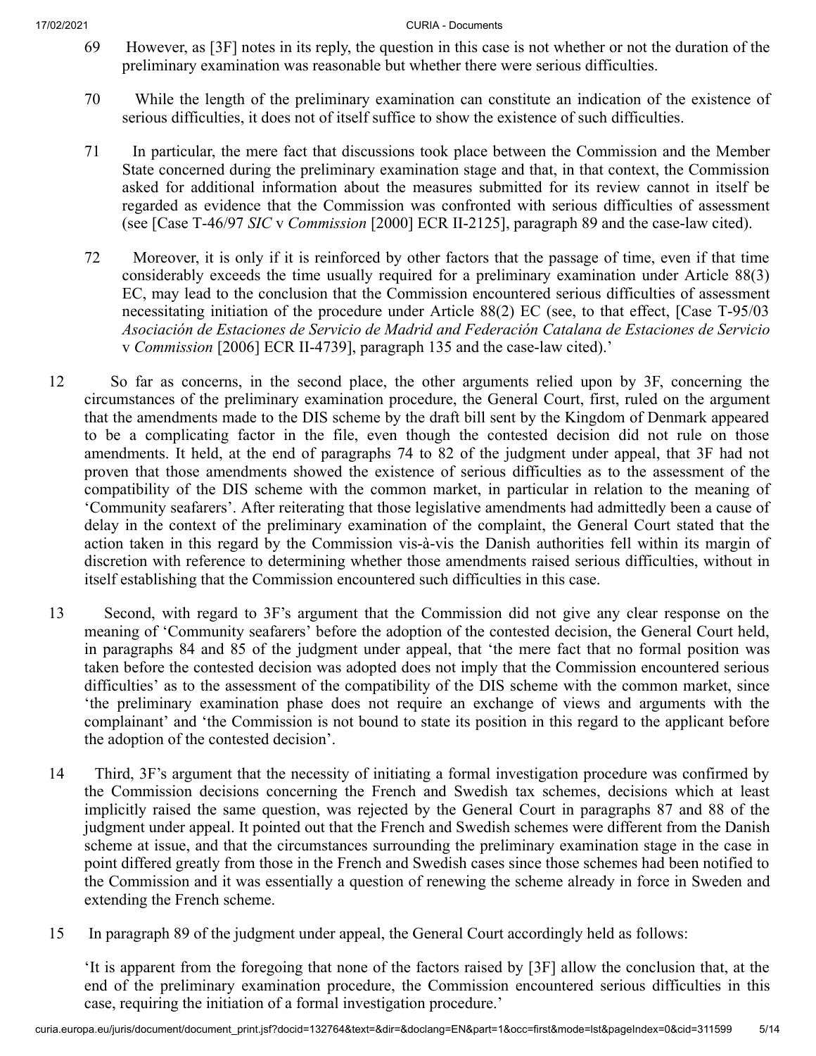69 However, as [3F] notes in its reply, the question in this case is not whether or not the duration of the preliminary examination was reasonable but whether there were serious difficulties.

70 While the length of the preliminary examination can constitute an indication of the existence of serious difficulties, it does not of itself suffice to show the existence of such difficulties.

71 In particular, the mere fact that discussions took place between the Commission and the Member State concerned during the preliminary examination stage and that, in that context, the Commission asked for additional information about the measures submitted for its review cannot in itself be regarded as evidence that the Commission was confronted with serious difficulties of assessment (see [Case T-46/97 *SIC* v *Commission* [2000] ECR II-2125], paragraph 89 and the case-law cited).

72 Moreover, it is only if it is reinforced by other factors that the passage of time, even if that time considerably exceeds the time usually required for a preliminary examination under Article 88(3) EC, may lead to the conclusion that the Commission encountered serious difficulties of assessment necessitating initiation of the procedure under Article 88(2) EC (see, to that effect, [Case T-95/03 *Asociación de Estaciones de Servicio de Madrid and Federación Catalana de Estaciones de Servicio* v *Commission* [2006] ECR II-4739], paragraph 135 and the case-law cited).'

12 So far as concerns, in the second place, the other arguments relied upon by 3F, concerning the circumstances of the preliminary examination procedure, the General Court, first, ruled on the argument that the amendments made to the DIS scheme by the draft bill sent by the Kingdom of Denmark appeared to be a complicating factor in the file, even though the contested decision did not rule on those amendments. It held, at the end of paragraphs 74 to 82 of the judgment under appeal, that 3F had not proven that those amendments showed the existence of serious difficulties as to the assessment of the compatibility of the DIS scheme with the common market, in particular in relation to the meaning of 'Community seafarers'. After reiterating that those legislative amendments had admittedly been a cause of delay in the context of the preliminary examination of the complaint, the General Court stated that the action taken in this regard by the Commission vis-à-vis the Danish authorities fell within its margin of discretion with reference to determining whether those amendments raised serious difficulties, without in itself establishing that the Commission encountered such difficulties in this case.

13 Second, with regard to 3F's argument that the Commission did not give any clear response on the meaning of 'Community seafarers' before the adoption of the contested decision, the General Court held, in paragraphs 84 and 85 of the judgment under appeal, that 'the mere fact that no formal position was taken before the contested decision was adopted does not imply that the Commission encountered serious difficulties' as to the assessment of the compatibility of the DIS scheme with the common market, since 'the preliminary examination phase does not require an exchange of views and arguments with the complainant' and 'the Commission is not bound to state its position in this regard to the applicant before the adoption of the contested decision'.

14 Third, 3F's argument that the necessity of initiating a formal investigation procedure was confirmed by the Commission decisions concerning the French and Swedish tax schemes, decisions which at least implicitly raised the same question, was rejected by the General Court in paragraphs 87 and 88 of the judgment under appeal. It pointed out that the French and Swedish schemes were different from the Danish scheme at issue, and that the circumstances surrounding the preliminary examination stage in the case in point differed greatly from those in the French and Swedish cases since those schemes had been notified to the Commission and it was essentially a question of renewing the scheme already in force in Sweden and extending the French scheme.

15 In paragraph 89 of the judgment under appeal, the General Court accordingly held as follows:

'It is apparent from the foregoing that none of the factors raised by [3F] allow the conclusion that, at the end of the preliminary examination procedure, the Commission encountered serious difficulties in this case, requiring the initiation of a formal investigation procedure.'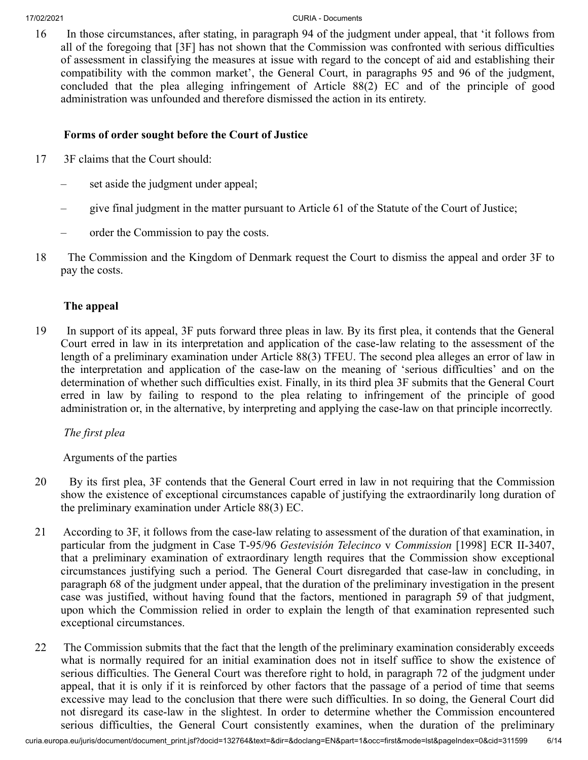16 In those circumstances, after stating, in paragraph 94 of the judgment under appeal, that 'it follows from all of the foregoing that [3F] has not shown that the Commission was confronted with serious difficulties of assessment in classifying the measures at issue with regard to the concept of aid and establishing their compatibility with the common market', the General Court, in paragraphs 95 and 96 of the judgment, concluded that the plea alleging infringement of Article 88(2) EC and of the principle of good administration was unfounded and therefore dismissed the action in its entirety.

**Forms of order sought before the Court of Justice**

17 3F claims that the Court should:

– set aside the judgment under appeal;

– give final judgment in the matter pursuant to Article 61 of the Statute of the Court of Justice;

– order the Commission to pay the costs.

18 The Commission and the Kingdom of Denmark request the Court to dismiss the appeal and order 3F to pay the costs.

**The appeal**

19 In support of its appeal, 3F puts forward three pleas in law. By its first plea, it contends that the General Court erred in law in its interpretation and application of the case-law relating to the assessment of the length of a preliminary examination under Article 88(3) TFEU. The second plea alleges an error of law in the interpretation and application of the case-law on the meaning of 'serious difficulties' and on the determination of whether such difficulties exist. Finally, in its third plea 3F submits that the General Court erred in law by failing to respond to the plea relating to infringement of the principle of good administration or, in the alternative, by interpreting and applying the case-law on that principle incorrectly.

*The first plea*

Arguments of the parties

20 By its first plea, 3F contends that the General Court erred in law in not requiring that the Commission show the existence of exceptional circumstances capable of justifying the extraordinarily long duration of the preliminary examination under Article 88(3) EC.

21 According to 3F, it follows from the case-law relating to assessment of the duration of that examination, in particular from the judgment in Case T-95/96 *Gestevisión Telecinco* v *Commission* [1998] ECR II-3407, that a preliminary examination of extraordinary length requires that the Commission show exceptional circumstances justifying such a period. The General Court disregarded that case-law in concluding, in paragraph 68 of the judgment under appeal, that the duration of the preliminary investigation in the present case was justified, without having found that the factors, mentioned in paragraph 59 of that judgment, upon which the Commission relied in order to explain the length of that examination represented such exceptional circumstances.

22 The Commission submits that the fact that the length of the preliminary examination considerably exceeds what is normally required for an initial examination does not in itself suffice to show the existence of serious difficulties. The General Court was therefore right to hold, in paragraph 72 of the judgment under appeal, that it is only if it is reinforced by other factors that the passage of a period of time that seems excessive may lead to the conclusion that there were such difficulties. In so doing, the General Court did not disregard its case-law in the slightest. In order to determine whether the Commission encountered serious difficulties, the General Court consistently examines, when the duration of the preliminary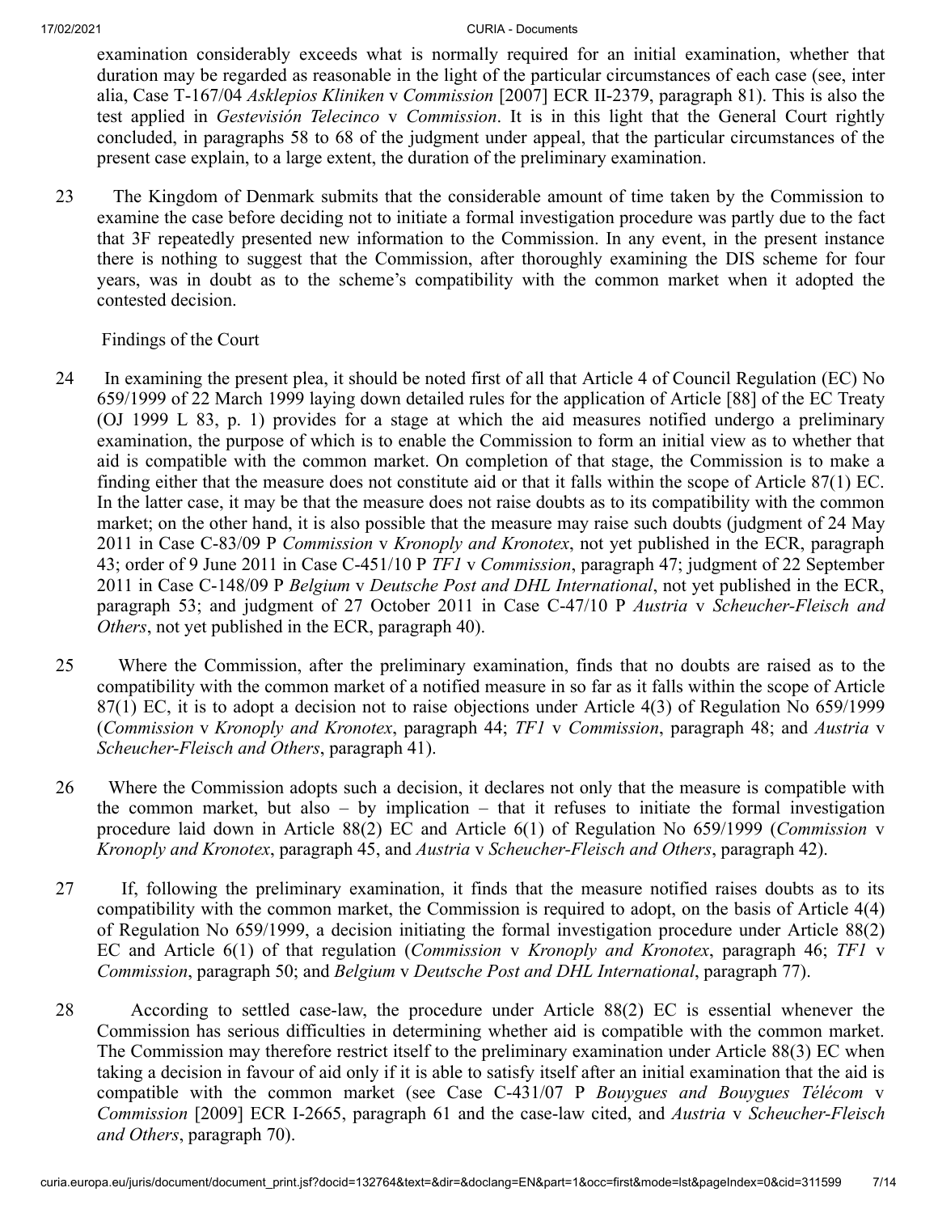examination considerably exceeds what is normally required for an initial examination, whether that duration may be regarded as reasonable in the light of the particular circumstances of each case (see, inter alia, Case T-167/04 *Asklepios Kliniken* v *Commission* [2007] ECR II-2379, paragraph 81). This is also the test applied in *Gestevisión Telecinco* v *Commission*. It is in this light that the General Court rightly concluded, in paragraphs 58 to 68 of the judgment under appeal, that the particular circumstances of the present case explain, to a large extent, the duration of the preliminary examination.

23 The Kingdom of Denmark submits that the considerable amount of time taken by the Commission to examine the case before deciding not to initiate a formal investigation procedure was partly due to the fact that 3F repeatedly presented new information to the Commission. In any event, in the present instance there is nothing to suggest that the Commission, after thoroughly examining the DIS scheme for four years, was in doubt as to the scheme's compatibility with the common market when it adopted the contested decision.

Findings of the Court

24 In examining the present plea, it should be noted first of all that Article 4 of Council Regulation (EC) No 659/1999 of 22 March 1999 laying down detailed rules for the application of Article [88] of the EC Treaty (OJ 1999 L 83, p. 1) provides for a stage at which the aid measures notified undergo a preliminary examination, the purpose of which is to enable the Commission to form an initial view as to whether that aid is compatible with the common market. On completion of that stage, the Commission is to make a finding either that the measure does not constitute aid or that it falls within the scope of Article 87(1) EC. In the latter case, it may be that the measure does not raise doubts as to its compatibility with the common market; on the other hand, it is also possible that the measure may raise such doubts (judgment of 24 May 2011 in Case C-83/09 P *Commission* v *Kronoply and Kronotex*, not yet published in the ECR, paragraph 43; order of 9 June 2011 in Case C-451/10 P *TF1* v *Commission*, paragraph 47; judgment of 22 September 2011 in Case C-148/09 P *Belgium* v *Deutsche Post and DHL International*, not yet published in the ECR, paragraph 53; and judgment of 27 October 2011 in Case C-47/10 P *Austria* v *Scheucher-Fleisch and Others*, not yet published in the ECR, paragraph 40).

25 Where the Commission, after the preliminary examination, finds that no doubts are raised as to the compatibility with the common market of a notified measure in so far as it falls within the scope of Article 87(1) EC, it is to adopt a decision not to raise objections under Article 4(3) of Regulation No 659/1999 (*Commission* v *Kronoply and Kronotex*, paragraph 44; *TF1* v *Commission*, paragraph 48; and *Austria* v *Scheucher-Fleisch and Others*, paragraph 41).

26 Where the Commission adopts such a decision, it declares not only that the measure is compatible with the common market, but also – by implication – that it refuses to initiate the formal investigation procedure laid down in Article 88(2) EC and Article 6(1) of Regulation No 659/1999 (*Commission* v *Kronoply and Kronotex*, paragraph 45, and *Austria* v *Scheucher-Fleisch and Others*, paragraph 42).

27 If, following the preliminary examination, it finds that the measure notified raises doubts as to its compatibility with the common market, the Commission is required to adopt, on the basis of Article 4(4) of Regulation No 659/1999, a decision initiating the formal investigation procedure under Article 88(2) EC and Article 6(1) of that regulation (*Commission* v *Kronoply and Kronotex*, paragraph 46; *TF1* v *Commission*, paragraph 50; and *Belgium* v *Deutsche Post and DHL International*, paragraph 77).

28 According to settled case-law, the procedure under Article 88(2) EC is essential whenever the Commission has serious difficulties in determining whether aid is compatible with the common market. The Commission may therefore restrict itself to the preliminary examination under Article 88(3) EC when taking a decision in favour of aid only if it is able to satisfy itself after an initial examination that the aid is compatible with the common market (see Case C-431/07 P *Bouygues and Bouygues Télécom* v *Commission* [2009] ECR I-2665, paragraph 61 and the case-law cited, and *Austria* v *Scheucher-Fleisch and Others*, paragraph 70).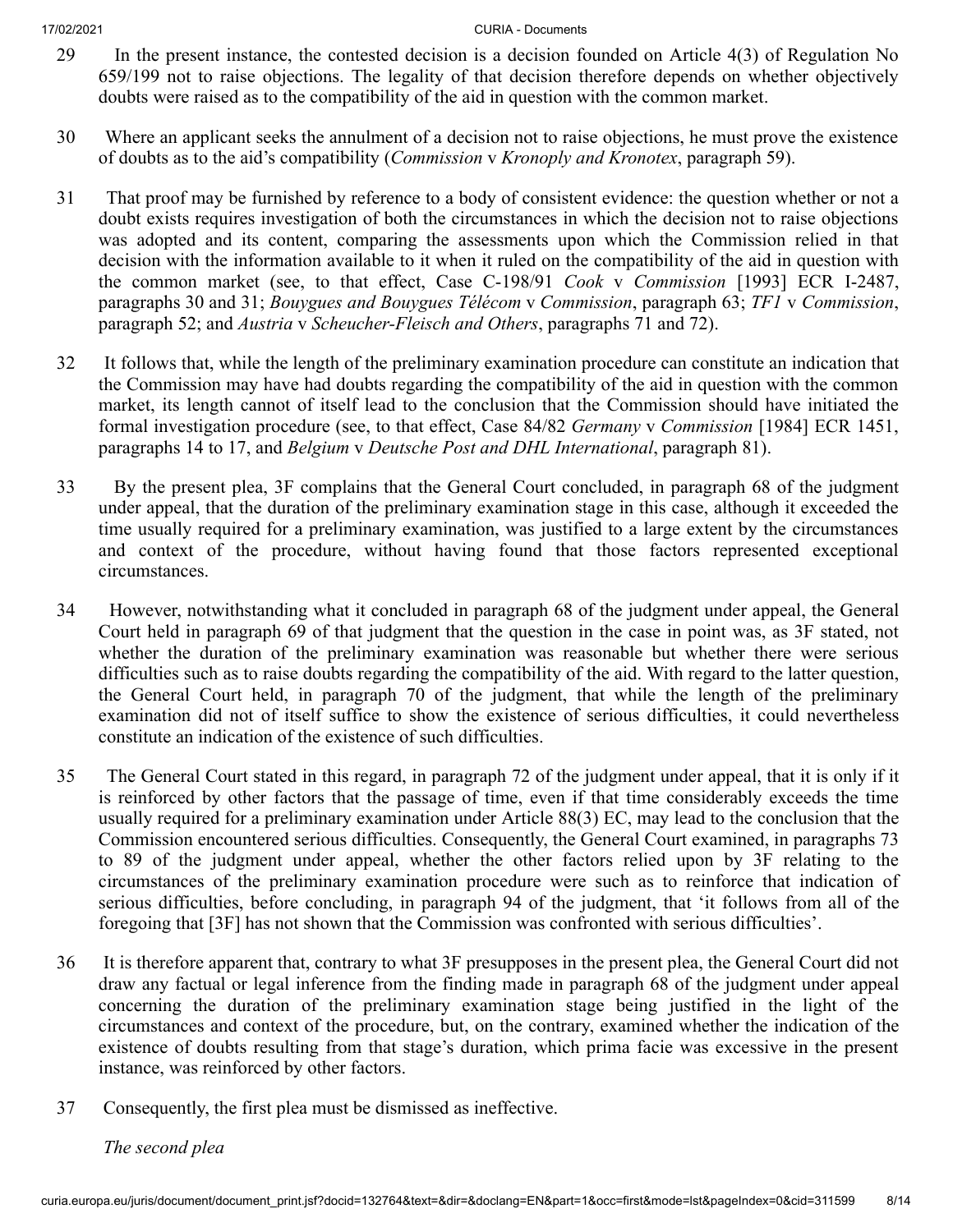29 In the present instance, the contested decision is a decision founded on Article 4(3) of Regulation No 659/199 not to raise objections. The legality of that decision therefore depends on whether objectively doubts were raised as to the compatibility of the aid in question with the common market.

30 Where an applicant seeks the annulment of a decision not to raise objections, he must prove the existence of doubts as to the aid's compatibility (*Commission* v *Kronoply and Kronotex*, paragraph 59).

31 That proof may be furnished by reference to a body of consistent evidence: the question whether or not a doubt exists requires investigation of both the circumstances in which the decision not to raise objections was adopted and its content, comparing the assessments upon which the Commission relied in that decision with the information available to it when it ruled on the compatibility of the aid in question with the common market (see, to that effect, Case C-198/91 *Cook* v *Commission* [1993] ECR I-2487, paragraphs 30 and 31; *Bouygues and Bouygues Télécom* v *Commission*, paragraph 63; *TF1* v *Commission*, paragraph 52; and *Austria* v *Scheucher-Fleisch and Others*, paragraphs 71 and 72).

32 It follows that, while the length of the preliminary examination procedure can constitute an indication that the Commission may have had doubts regarding the compatibility of the aid in question with the common market, its length cannot of itself lead to the conclusion that the Commission should have initiated the formal investigation procedure (see, to that effect, Case 84/82 *Germany* v *Commission* [1984] ECR 1451, paragraphs 14 to 17, and *Belgium* v *Deutsche Post and DHL International*, paragraph 81).

33 By the present plea, 3F complains that the General Court concluded, in paragraph 68 of the judgment under appeal, that the duration of the preliminary examination stage in this case, although it exceeded the time usually required for a preliminary examination, was justified to a large extent by the circumstances and context of the procedure, without having found that those factors represented exceptional circumstances.

34 However, notwithstanding what it concluded in paragraph 68 of the judgment under appeal, the General Court held in paragraph 69 of that judgment that the question in the case in point was, as 3F stated, not whether the duration of the preliminary examination was reasonable but whether there were serious difficulties such as to raise doubts regarding the compatibility of the aid. With regard to the latter question, the General Court held, in paragraph 70 of the judgment, that while the length of the preliminary examination did not of itself suffice to show the existence of serious difficulties, it could nevertheless constitute an indication of the existence of such difficulties.

35 The General Court stated in this regard, in paragraph 72 of the judgment under appeal, that it is only if it is reinforced by other factors that the passage of time, even if that time considerably exceeds the time usually required for a preliminary examination under Article 88(3) EC, may lead to the conclusion that the Commission encountered serious difficulties. Consequently, the General Court examined, in paragraphs 73 to 89 of the judgment under appeal, whether the other factors relied upon by 3F relating to the circumstances of the preliminary examination procedure were such as to reinforce that indication of serious difficulties, before concluding, in paragraph 94 of the judgment, that 'it follows from all of the foregoing that [3F] has not shown that the Commission was confronted with serious difficulties'.

36 It is therefore apparent that, contrary to what 3F presupposes in the present plea, the General Court did not draw any factual or legal inference from the finding made in paragraph 68 of the judgment under appeal concerning the duration of the preliminary examination stage being justified in the light of the circumstances and context of the procedure, but, on the contrary, examined whether the indication of the existence of doubts resulting from that stage's duration, which prima facie was excessive in the present instance, was reinforced by other factors.

37 Consequently, the first plea must be dismissed as ineffective.

*The second plea*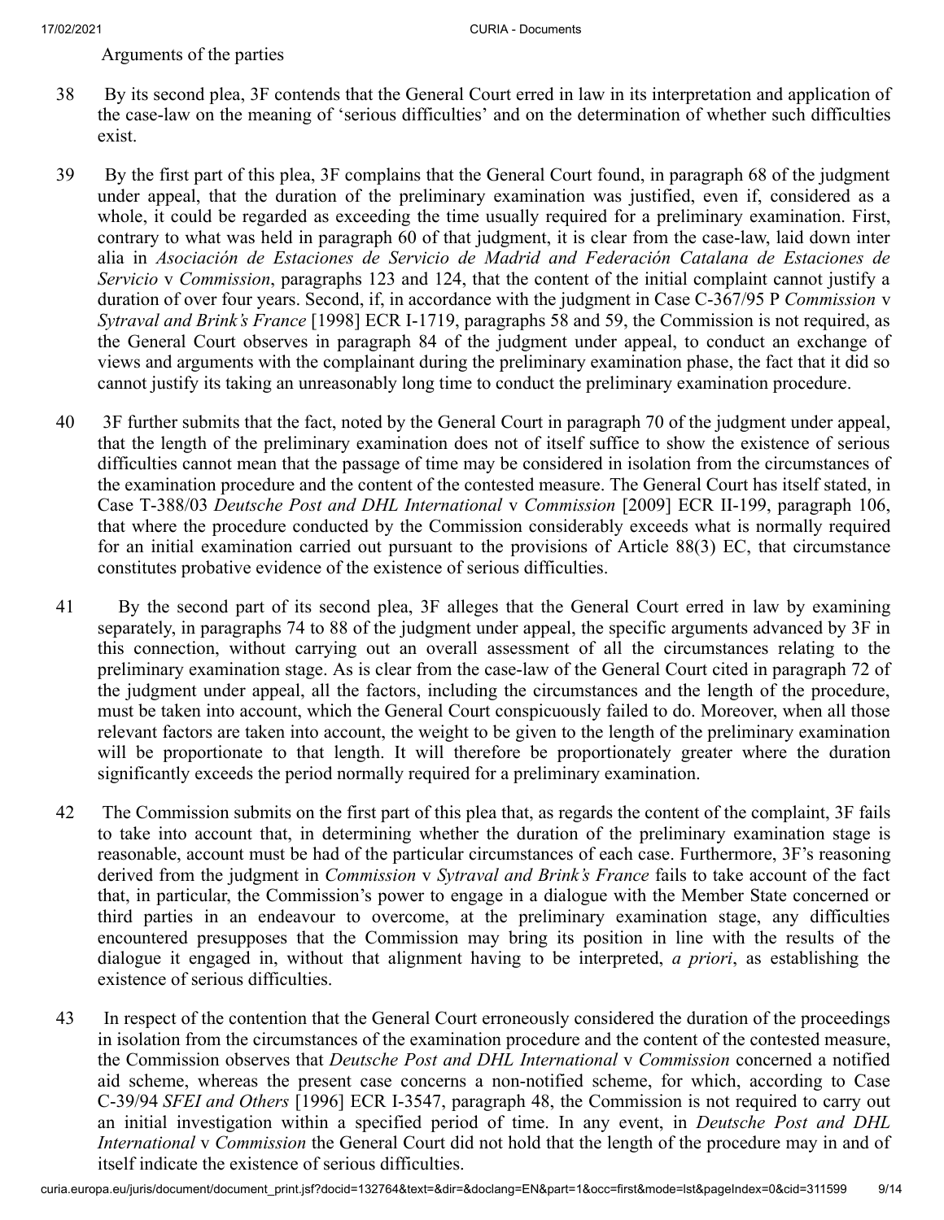Arguments of the parties

38 By its second plea, 3F contends that the General Court erred in law in its interpretation and application of the case-law on the meaning of 'serious difficulties' and on the determination of whether such difficulties exist.

39 By the first part of this plea, 3F complains that the General Court found, in paragraph 68 of the judgment under appeal, that the duration of the preliminary examination was justified, even if, considered as a whole, it could be regarded as exceeding the time usually required for a preliminary examination. First, contrary to what was held in paragraph 60 of that judgment, it is clear from the case-law, laid down inter alia in *Asociación de Estaciones de Servicio de Madrid and Federación Catalana de Estaciones de Servicio* v *Commission*, paragraphs 123 and 124, that the content of the initial complaint cannot justify a duration of over four years. Second, if, in accordance with the judgment in Case C-367/95 P *Commission* v *Sytraval and Brink's France* [1998] ECR I-1719, paragraphs 58 and 59, the Commission is not required, as the General Court observes in paragraph 84 of the judgment under appeal, to conduct an exchange of views and arguments with the complainant during the preliminary examination phase, the fact that it did so cannot justify its taking an unreasonably long time to conduct the preliminary examination procedure.

40 3F further submits that the fact, noted by the General Court in paragraph 70 of the judgment under appeal, that the length of the preliminary examination does not of itself suffice to show the existence of serious difficulties cannot mean that the passage of time may be considered in isolation from the circumstances of the examination procedure and the content of the contested measure. The General Court has itself stated, in Case T-388/03 *Deutsche Post and DHL International* v *Commission* [2009] ECR II-199, paragraph 106, that where the procedure conducted by the Commission considerably exceeds what is normally required for an initial examination carried out pursuant to the provisions of Article 88(3) EC, that circumstance constitutes probative evidence of the existence of serious difficulties.

41 By the second part of its second plea, 3F alleges that the General Court erred in law by examining separately, in paragraphs 74 to 88 of the judgment under appeal, the specific arguments advanced by 3F in this connection, without carrying out an overall assessment of all the circumstances relating to the preliminary examination stage. As is clear from the case-law of the General Court cited in paragraph 72 of the judgment under appeal, all the factors, including the circumstances and the length of the procedure, must be taken into account, which the General Court conspicuously failed to do. Moreover, when all those relevant factors are taken into account, the weight to be given to the length of the preliminary examination will be proportionate to that length. It will therefore be proportionately greater where the duration significantly exceeds the period normally required for a preliminary examination.

42 The Commission submits on the first part of this plea that, as regards the content of the complaint, 3F fails to take into account that, in determining whether the duration of the preliminary examination stage is reasonable, account must be had of the particular circumstances of each case. Furthermore, 3F's reasoning derived from the judgment in *Commission* v *Sytraval and Brink's France* fails to take account of the fact that, in particular, the Commission's power to engage in a dialogue with the Member State concerned or third parties in an endeavour to overcome, at the preliminary examination stage, any difficulties encountered presupposes that the Commission may bring its position in line with the results of the dialogue it engaged in, without that alignment having to be interpreted, *a priori*, as establishing the existence of serious difficulties.

43 In respect of the contention that the General Court erroneously considered the duration of the proceedings in isolation from the circumstances of the examination procedure and the content of the contested measure, the Commission observes that *Deutsche Post and DHL International* v *Commission* concerned a notified aid scheme, whereas the present case concerns a non-notified scheme, for which, according to Case C-39/94 *SFEI and Others* [1996] ECR I-3547, paragraph 48, the Commission is not required to carry out an initial investigation within a specified period of time. In any event, in *Deutsche Post and DHL International* v *Commission* the General Court did not hold that the length of the procedure may in and of itself indicate the existence of serious difficulties.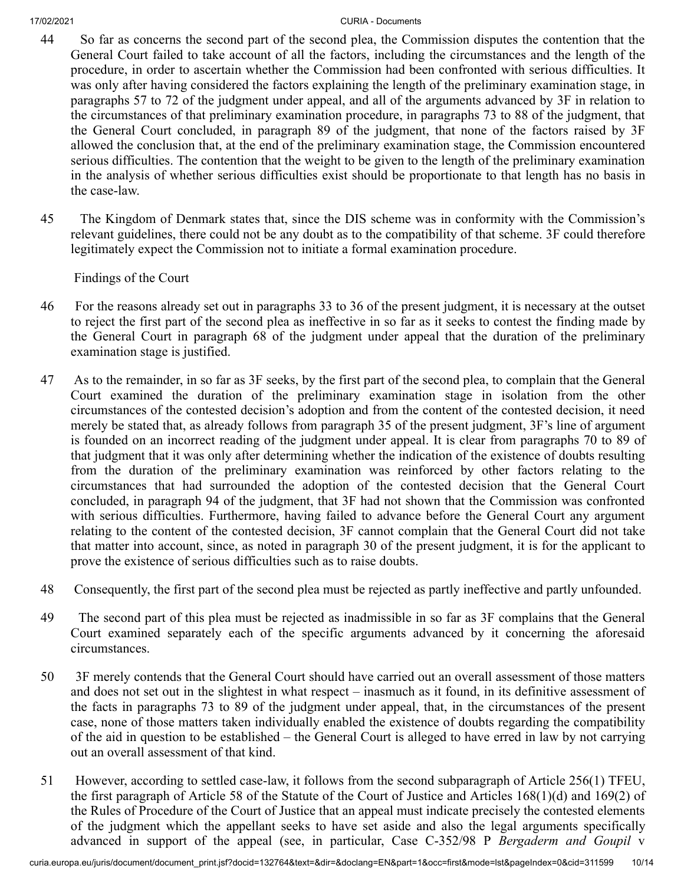44 So far as concerns the second part of the second plea, the Commission disputes the contention that the General Court failed to take account of all the factors, including the circumstances and the length of the procedure, in order to ascertain whether the Commission had been confronted with serious difficulties. It was only after having considered the factors explaining the length of the preliminary examination stage, in paragraphs 57 to 72 of the judgment under appeal, and all of the arguments advanced by 3F in relation to the circumstances of that preliminary examination procedure, in paragraphs 73 to 88 of the judgment, that the General Court concluded, in paragraph 89 of the judgment, that none of the factors raised by 3F allowed the conclusion that, at the end of the preliminary examination stage, the Commission encountered serious difficulties. The contention that the weight to be given to the length of the preliminary examination in the analysis of whether serious difficulties exist should be proportionate to that length has no basis in the case-law.

45 The Kingdom of Denmark states that, since the DIS scheme was in conformity with the Commission's relevant guidelines, there could not be any doubt as to the compatibility of that scheme. 3F could therefore legitimately expect the Commission not to initiate a formal examination procedure.

Findings of the Court

46 For the reasons already set out in paragraphs 33 to 36 of the present judgment, it is necessary at the outset to reject the first part of the second plea as ineffective in so far as it seeks to contest the finding made by the General Court in paragraph 68 of the judgment under appeal that the duration of the preliminary examination stage is justified.

47 As to the remainder, in so far as 3F seeks, by the first part of the second plea, to complain that the General Court examined the duration of the preliminary examination stage in isolation from the other circumstances of the contested decision's adoption and from the content of the contested decision, it need merely be stated that, as already follows from paragraph 35 of the present judgment, 3F's line of argument is founded on an incorrect reading of the judgment under appeal. It is clear from paragraphs 70 to 89 of that judgment that it was only after determining whether the indication of the existence of doubts resulting from the duration of the preliminary examination was reinforced by other factors relating to the circumstances that had surrounded the adoption of the contested decision that the General Court concluded, in paragraph 94 of the judgment, that 3F had not shown that the Commission was confronted with serious difficulties. Furthermore, having failed to advance before the General Court any argument relating to the content of the contested decision, 3F cannot complain that the General Court did not take that matter into account, since, as noted in paragraph 30 of the present judgment, it is for the applicant to prove the existence of serious difficulties such as to raise doubts.

48 Consequently, the first part of the second plea must be rejected as partly ineffective and partly unfounded.

49 The second part of this plea must be rejected as inadmissible in so far as 3F complains that the General Court examined separately each of the specific arguments advanced by it concerning the aforesaid circumstances.

50 3F merely contends that the General Court should have carried out an overall assessment of those matters and does not set out in the slightest in what respect – inasmuch as it found, in its definitive assessment of the facts in paragraphs 73 to 89 of the judgment under appeal, that, in the circumstances of the present case, none of those matters taken individually enabled the existence of doubts regarding the compatibility of the aid in question to be established – the General Court is alleged to have erred in law by not carrying out an overall assessment of that kind.

51 However, according to settled case-law, it follows from the second subparagraph of Article 256(1) TFEU, the first paragraph of Article 58 of the Statute of the Court of Justice and Articles 168(1)(d) and 169(2) of the Rules of Procedure of the Court of Justice that an appeal must indicate precisely the contested elements of the judgment which the appellant seeks to have set aside and also the legal arguments specifically advanced in support of the appeal (see, in particular, Case C-352/98 P *Bergaderm and Goupil* v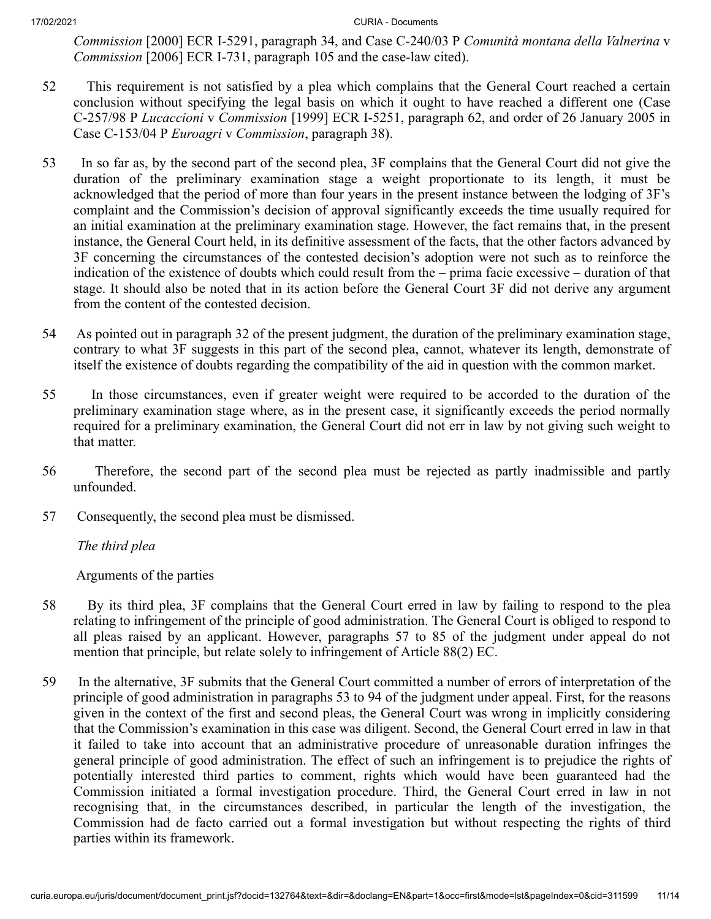*Commission* [2000] ECR I-5291, paragraph 34, and Case C-240/03 P *Comunità montana della Valnerina* v *Commission* [2006] ECR I-731, paragraph 105 and the case-law cited).

52 This requirement is not satisfied by a plea which complains that the General Court reached a certain conclusion without specifying the legal basis on which it ought to have reached a different one (Case C-257/98 P *Lucaccioni* v *Commission* [1999] ECR I-5251, paragraph 62, and order of 26 January 2005 in Case C-153/04 P *Euroagri* v *Commission*, paragraph 38).

53 In so far as, by the second part of the second plea, 3F complains that the General Court did not give the duration of the preliminary examination stage a weight proportionate to its length, it must be acknowledged that the period of more than four years in the present instance between the lodging of 3F's complaint and the Commission's decision of approval significantly exceeds the time usually required for an initial examination at the preliminary examination stage. However, the fact remains that, in the present instance, the General Court held, in its definitive assessment of the facts, that the other factors advanced by 3F concerning the circumstances of the contested decision's adoption were not such as to reinforce the indication of the existence of doubts which could result from the – prima facie excessive – duration of that stage. It should also be noted that in its action before the General Court 3F did not derive any argument from the content of the contested decision.

54 As pointed out in paragraph 32 of the present judgment, the duration of the preliminary examination stage, contrary to what 3F suggests in this part of the second plea, cannot, whatever its length, demonstrate of itself the existence of doubts regarding the compatibility of the aid in question with the common market.

55 In those circumstances, even if greater weight were required to be accorded to the duration of the preliminary examination stage where, as in the present case, it significantly exceeds the period normally required for a preliminary examination, the General Court did not err in law by not giving such weight to that matter.

56 Therefore, the second part of the second plea must be rejected as partly inadmissible and partly unfounded.

57 Consequently, the second plea must be dismissed.

*The third plea*

Arguments of the parties

58 By its third plea, 3F complains that the General Court erred in law by failing to respond to the plea relating to infringement of the principle of good administration. The General Court is obliged to respond to all pleas raised by an applicant. However, paragraphs 57 to 85 of the judgment under appeal do not mention that principle, but relate solely to infringement of Article 88(2) EC.

59 In the alternative, 3F submits that the General Court committed a number of errors of interpretation of the principle of good administration in paragraphs 53 to 94 of the judgment under appeal. First, for the reasons given in the context of the first and second pleas, the General Court was wrong in implicitly considering that the Commission's examination in this case was diligent. Second, the General Court erred in law in that it failed to take into account that an administrative procedure of unreasonable duration infringes the general principle of good administration. The effect of such an infringement is to prejudice the rights of potentially interested third parties to comment, rights which would have been guaranteed had the Commission initiated a formal investigation procedure. Third, the General Court erred in law in not recognising that, in the circumstances described, in particular the length of the investigation, the Commission had de facto carried out a formal investigation but without respecting the rights of third parties within its framework.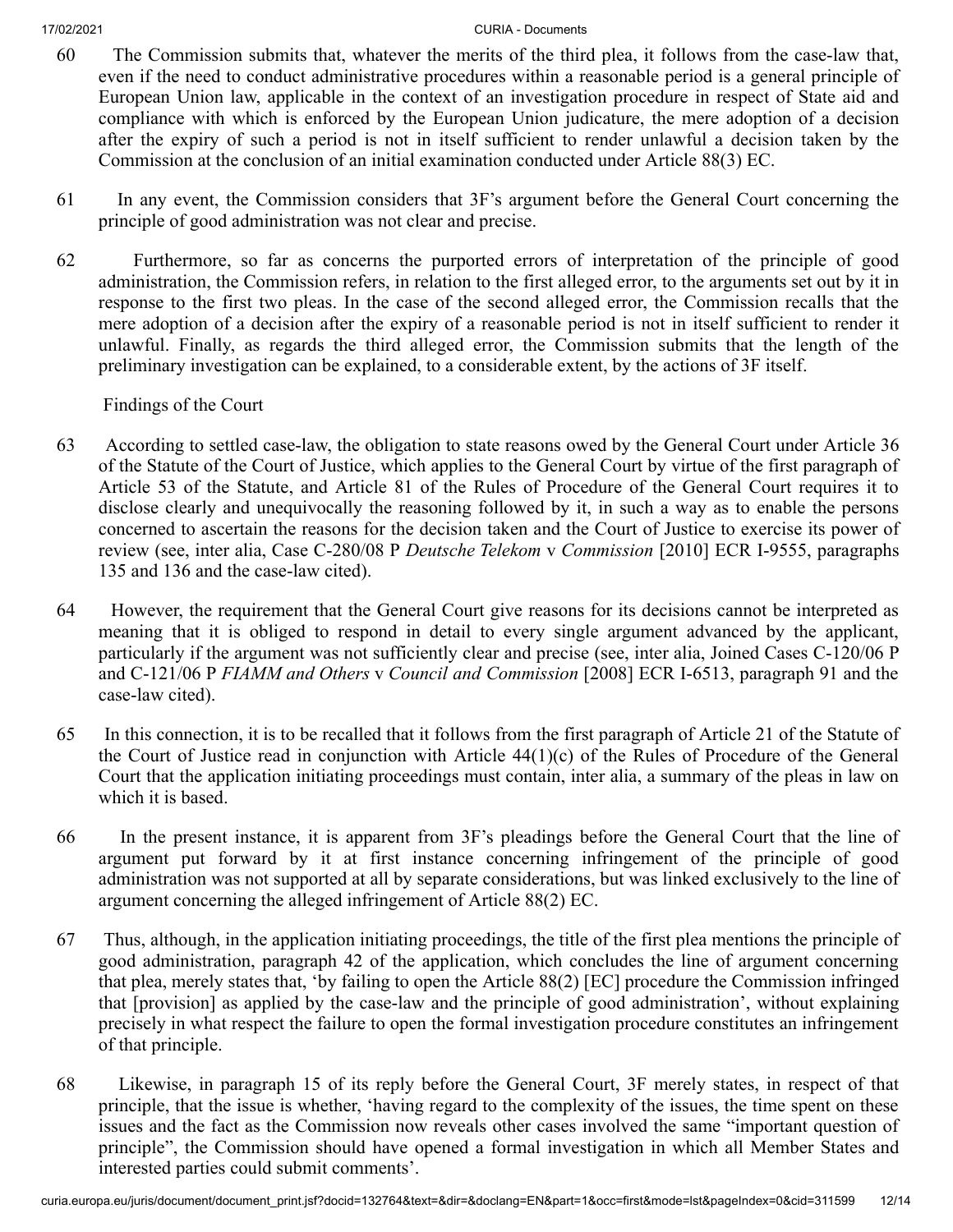60 The Commission submits that, whatever the merits of the third plea, it follows from the case-law that, even if the need to conduct administrative procedures within a reasonable period is a general principle of European Union law, applicable in the context of an investigation procedure in respect of State aid and compliance with which is enforced by the European Union judicature, the mere adoption of a decision after the expiry of such a period is not in itself sufficient to render unlawful a decision taken by the Commission at the conclusion of an initial examination conducted under Article 88(3) EC.

61 In any event, the Commission considers that 3F's argument before the General Court concerning the principle of good administration was not clear and precise.

62 Furthermore, so far as concerns the purported errors of interpretation of the principle of good administration, the Commission refers, in relation to the first alleged error, to the arguments set out by it in response to the first two pleas. In the case of the second alleged error, the Commission recalls that the mere adoption of a decision after the expiry of a reasonable period is not in itself sufficient to render it unlawful. Finally, as regards the third alleged error, the Commission submits that the length of the preliminary investigation can be explained, to a considerable extent, by the actions of 3F itself.

Findings of the Court

63 According to settled case-law, the obligation to state reasons owed by the General Court under Article 36 of the Statute of the Court of Justice, which applies to the General Court by virtue of the first paragraph of Article 53 of the Statute, and Article 81 of the Rules of Procedure of the General Court requires it to disclose clearly and unequivocally the reasoning followed by it, in such a way as to enable the persons concerned to ascertain the reasons for the decision taken and the Court of Justice to exercise its power of review (see, inter alia, Case C-280/08 P *Deutsche Telekom* v *Commission* [2010] ECR I-9555, paragraphs 135 and 136 and the case-law cited).

64 However, the requirement that the General Court give reasons for its decisions cannot be interpreted as meaning that it is obliged to respond in detail to every single argument advanced by the applicant, particularly if the argument was not sufficiently clear and precise (see, inter alia, Joined Cases C-120/06 P and C-121/06 P *FIAMM and Others* v *Council and Commission* [2008] ECR I-6513, paragraph 91 and the case-law cited).

65 In this connection, it is to be recalled that it follows from the first paragraph of Article 21 of the Statute of the Court of Justice read in conjunction with Article 44(1)(c) of the Rules of Procedure of the General Court that the application initiating proceedings must contain, inter alia, a summary of the pleas in law on which it is based.

66 In the present instance, it is apparent from 3F's pleadings before the General Court that the line of argument put forward by it at first instance concerning infringement of the principle of good administration was not supported at all by separate considerations, but was linked exclusively to the line of argument concerning the alleged infringement of Article 88(2) EC.

67 Thus, although, in the application initiating proceedings, the title of the first plea mentions the principle of good administration, paragraph 42 of the application, which concludes the line of argument concerning that plea, merely states that, 'by failing to open the Article 88(2) [EC] procedure the Commission infringed that [provision] as applied by the case-law and the principle of good administration', without explaining precisely in what respect the failure to open the formal investigation procedure constitutes an infringement of that principle.

68 Likewise, in paragraph 15 of its reply before the General Court, 3F merely states, in respect of that principle, that the issue is whether, 'having regard to the complexity of the issues, the time spent on these issues and the fact as the Commission now reveals other cases involved the same "important question of principle", the Commission should have opened a formal investigation in which all Member States and interested parties could submit comments'.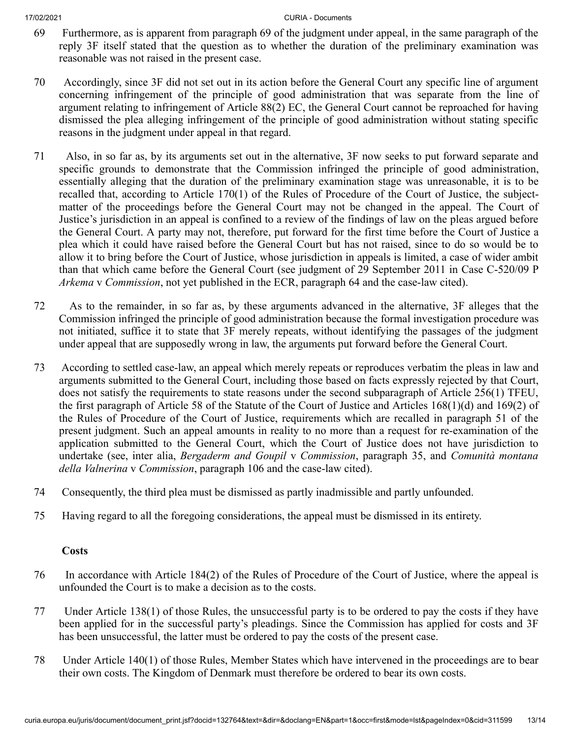69 Furthermore, as is apparent from paragraph 69 of the judgment under appeal, in the same paragraph of the reply 3F itself stated that the question as to whether the duration of the preliminary examination was reasonable was not raised in the present case.

70 Accordingly, since 3F did not set out in its action before the General Court any specific line of argument concerning infringement of the principle of good administration that was separate from the line of argument relating to infringement of Article 88(2) EC, the General Court cannot be reproached for having dismissed the plea alleging infringement of the principle of good administration without stating specific reasons in the judgment under appeal in that regard.

71 Also, in so far as, by its arguments set out in the alternative, 3F now seeks to put forward separate and specific grounds to demonstrate that the Commission infringed the principle of good administration, essentially alleging that the duration of the preliminary examination stage was unreasonable, it is to be recalled that, according to Article 170(1) of the Rules of Procedure of the Court of Justice, the subject-matter of the proceedings before the General Court may not be changed in the appeal. The Court of Justice's jurisdiction in an appeal is confined to a review of the findings of law on the pleas argued before the General Court. A party may not, therefore, put forward for the first time before the Court of Justice a plea which it could have raised before the General Court but has not raised, since to do so would be to allow it to bring before the Court of Justice, whose jurisdiction in appeals is limited, a case of wider ambit than that which came before the General Court (see judgment of 29 September 2011 in Case C-520/09 P *Arkema* v *Commission*, not yet published in the ECR, paragraph 64 and the case-law cited).

72 As to the remainder, in so far as, by these arguments advanced in the alternative, 3F alleges that the Commission infringed the principle of good administration because the formal investigation procedure was not initiated, suffice it to state that 3F merely repeats, without identifying the passages of the judgment under appeal that are supposedly wrong in law, the arguments put forward before the General Court.

73 According to settled case-law, an appeal which merely repeats or reproduces verbatim the pleas in law and arguments submitted to the General Court, including those based on facts expressly rejected by that Court, does not satisfy the requirements to state reasons under the second subparagraph of Article 256(1) TFEU, the first paragraph of Article 58 of the Statute of the Court of Justice and Articles 168(1)(d) and 169(2) of the Rules of Procedure of the Court of Justice, requirements which are recalled in paragraph 51 of the present judgment. Such an appeal amounts in reality to no more than a request for re-examination of the application submitted to the General Court, which the Court of Justice does not have jurisdiction to undertake (see, inter alia, *Bergaderm and Goupil* v *Commission*, paragraph 35, and *Comunità montana della Valnerina* v *Commission*, paragraph 106 and the case-law cited).

74 Consequently, the third plea must be dismissed as partly inadmissible and partly unfounded.

75 Having regard to all the foregoing considerations, the appeal must be dismissed in its entirety.

**Costs**

76 In accordance with Article 184(2) of the Rules of Procedure of the Court of Justice, where the appeal is unfounded the Court is to make a decision as to the costs.

77 Under Article 138(1) of those Rules, the unsuccessful party is to be ordered to pay the costs if they have been applied for in the successful party's pleadings. Since the Commission has applied for costs and 3F has been unsuccessful, the latter must be ordered to pay the costs of the present case.

78 Under Article 140(1) of those Rules, Member States which have intervened in the proceedings are to bear their own costs. The Kingdom of Denmark must therefore be ordered to bear its own costs.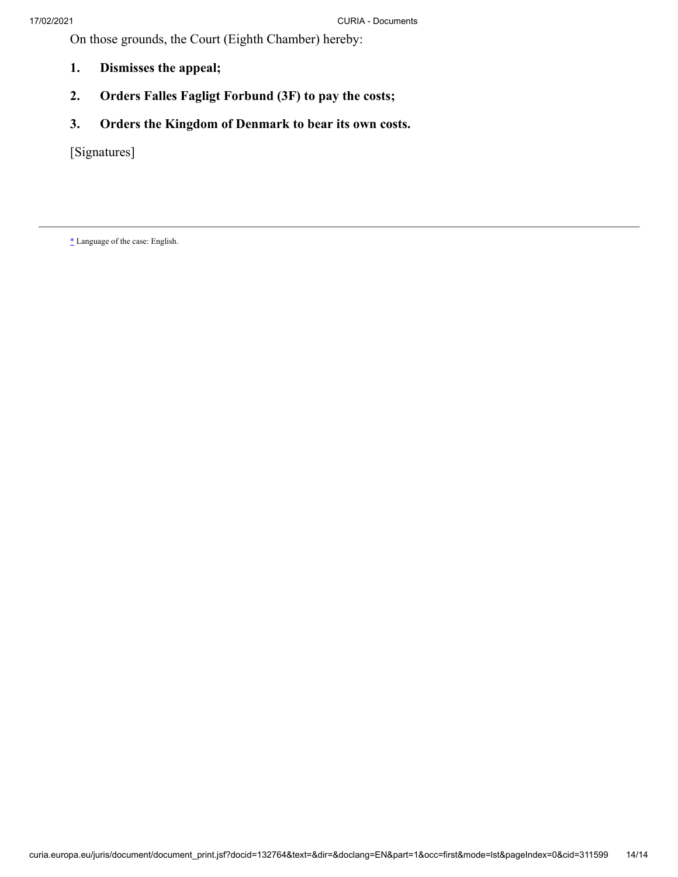On those grounds, the Court (Eighth Chamber) hereby:

1. **Dismisses the appeal;**

2. **Orders Falles Fagligt Forbund (3F) to pay the costs;**

3. **Orders the Kingdom of Denmark to bear its own costs.**

[Signatures]

---

* Language of the case: English.